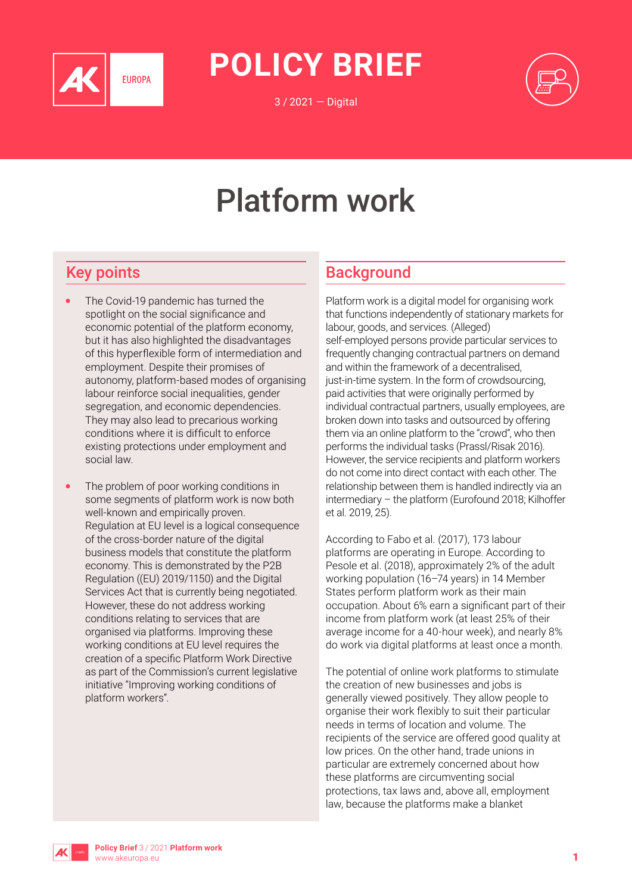# POLICY BRIEF

3 / 2021 — Digital

# Platform work

## Key points

- The Covid-19 pandemic has turned the spotlight on the social significance and economic potential of the platform economy, but it has also highlighted the disadvantages of this hyperflexible form of intermediation and employment. Despite their promises of autonomy, platform-based modes of organising labour reinforce social inequalities, gender segregation, and economic dependencies. They may also lead to precarious working conditions where it is difficult to enforce existing protections under employment and social law.

- The problem of poor working conditions in some segments of platform work is now both well-known and empirically proven. Regulation at EU level is a logical consequence of the cross-border nature of the digital business models that constitute the platform economy. This is demonstrated by the P2B Regulation ((EU) 2019/1150) and the Digital Services Act that is currently being negotiated. However, these do not address working conditions relating to services that are organised via platforms. Improving these working conditions at EU level requires the creation of a specific Platform Work Directive as part of the Commission's current legislative initiative "Improving working conditions of platform workers".

## Background

Platform work is a digital model for organising work that functions independently of stationary markets for labour, goods, and services. (Alleged) self-employed persons provide particular services to frequently changing contractual partners on demand and within the framework of a decentralised, just-in-time system. In the form of crowdsourcing, paid activities that were originally performed by individual contractual partners, usually employees, are broken down into tasks and outsourced by offering them via an online platform to the "crowd", who then performs the individual tasks (Prassl/Risak 2016). However, the service recipients and platform workers do not come into direct contact with each other. The relationship between them is handled indirectly via an intermediary – the platform (Eurofound 2018; Kilhoffer et al. 2019, 25).

According to Fabo et al. (2017), 173 labour platforms are operating in Europe. According to Pesole et al. (2018), approximately 2% of the adult working population (16–74 years) in 14 Member States perform platform work as their main occupation. About 6% earn a significant part of their income from platform work (at least 25% of their average income for a 40-hour week), and nearly 8% do work via digital platforms at least once a month.

The potential of online work platforms to stimulate the creation of new businesses and jobs is generally viewed positively. They allow people to organise their work flexibly to suit their particular needs in terms of location and volume. The recipients of the service are offered good quality at low prices. On the other hand, trade unions in particular are extremely concerned about how these platforms are circumventing social protections, tax laws and, above all, employment law, because the platforms make a blanket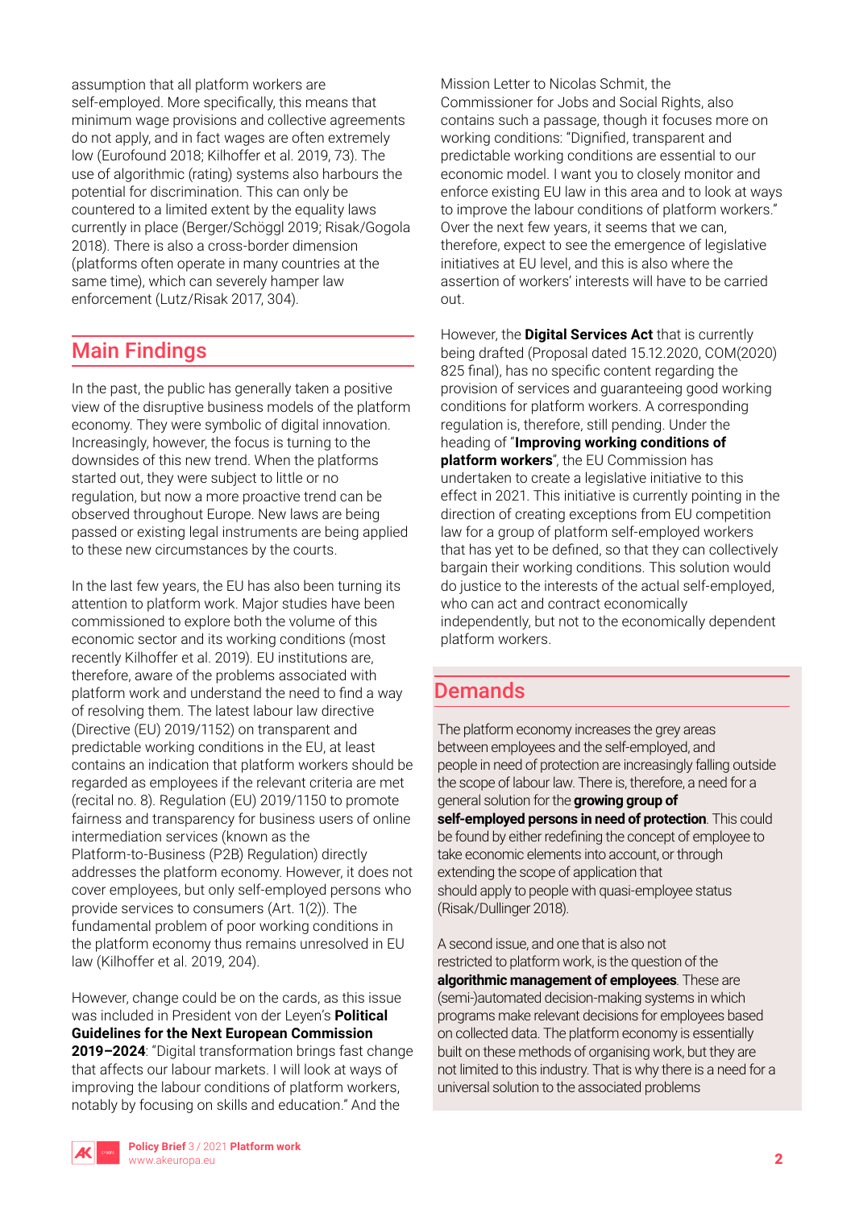assumption that all platform workers are self-employed. More specifically, this means that minimum wage provisions and collective agreements do not apply, and in fact wages are often extremely low (Eurofound 2018; Kilhoffer et al. 2019, 73). The use of algorithmic (rating) systems also harbours the potential for discrimination. This can only be countered to a limited extent by the equality laws currently in place (Berger/Schöggl 2019; Risak/Gogola 2018). There is also a cross-border dimension (platforms often operate in many countries at the same time), which can severely hamper law enforcement (Lutz/Risak 2017, 304).

## Main Findings

In the past, the public has generally taken a positive view of the disruptive business models of the platform economy. They were symbolic of digital innovation. Increasingly, however, the focus is turning to the downsides of this new trend. When the platforms started out, they were subject to little or no regulation, but now a more proactive trend can be observed throughout Europe. New laws are being passed or existing legal instruments are being applied to these new circumstances by the courts.

In the last few years, the EU has also been turning its attention to platform work. Major studies have been commissioned to explore both the volume of this economic sector and its working conditions (most recently Kilhoffer et al. 2019). EU institutions are, therefore, aware of the problems associated with platform work and understand the need to find a way of resolving them. The latest labour law directive (Directive (EU) 2019/1152) on transparent and predictable working conditions in the EU, at least contains an indication that platform workers should be regarded as employees if the relevant criteria are met (recital no. 8). Regulation (EU) 2019/1150 to promote fairness and transparency for business users of online intermediation services (known as the Platform-to-Business (P2B) Regulation) directly addresses the platform economy. However, it does not cover employees, but only self-employed persons who provide services to consumers (Art. 1(2)). The fundamental problem of poor working conditions in the platform economy thus remains unresolved in EU law (Kilhoffer et al. 2019, 204).

However, change could be on the cards, as this issue was included in President von der Leyen's **Political Guidelines for the Next European Commission 2019–2024**: "Digital transformation brings fast change that affects our labour markets. I will look at ways of improving the labour conditions of platform workers, notably by focusing on skills and education." And the Mission Letter to Nicolas Schmit, the Commissioner for Jobs and Social Rights, also contains such a passage, though it focuses more on working conditions: "Dignified, transparent and predictable working conditions are essential to our economic model. I want you to closely monitor and enforce existing EU law in this area and to look at ways to improve the labour conditions of platform workers." Over the next few years, it seems that we can, therefore, expect to see the emergence of legislative initiatives at EU level, and this is also where the assertion of workers' interests will have to be carried out.

However, the **Digital Services Act** that is currently being drafted (Proposal dated 15.12.2020, COM(2020) 825 final), has no specific content regarding the provision of services and guaranteeing good working conditions for platform workers. A corresponding regulation is, therefore, still pending. Under the heading of "**Improving working conditions of platform workers**", the EU Commission has undertaken to create a legislative initiative to this effect in 2021. This initiative is currently pointing in the direction of creating exceptions from EU competition law for a group of platform self-employed workers that has yet to be defined, so that they can collectively bargain their working conditions. This solution would do justice to the interests of the actual self-employed, who can act and contract economically independently, but not to the economically dependent platform workers.

## Demands

The platform economy increases the grey areas between employees and the self-employed, and people in need of protection are increasingly falling outside the scope of labour law. There is, therefore, a need for a general solution for the **growing group of self-employed persons in need of protection**. This could be found by either redefining the concept of employee to take economic elements into account, or through extending the scope of application that should apply to people with quasi-employee status (Risak/Dullinger 2018).

A second issue, and one that is also not restricted to platform work, is the question of the **algorithmic management of employees**. These are (semi-)automated decision-making systems in which programs make relevant decisions for employees based on collected data. The platform economy is essentially built on these methods of organising work, but they are not limited to this industry. That is why there is a need for a universal solution to the associated problems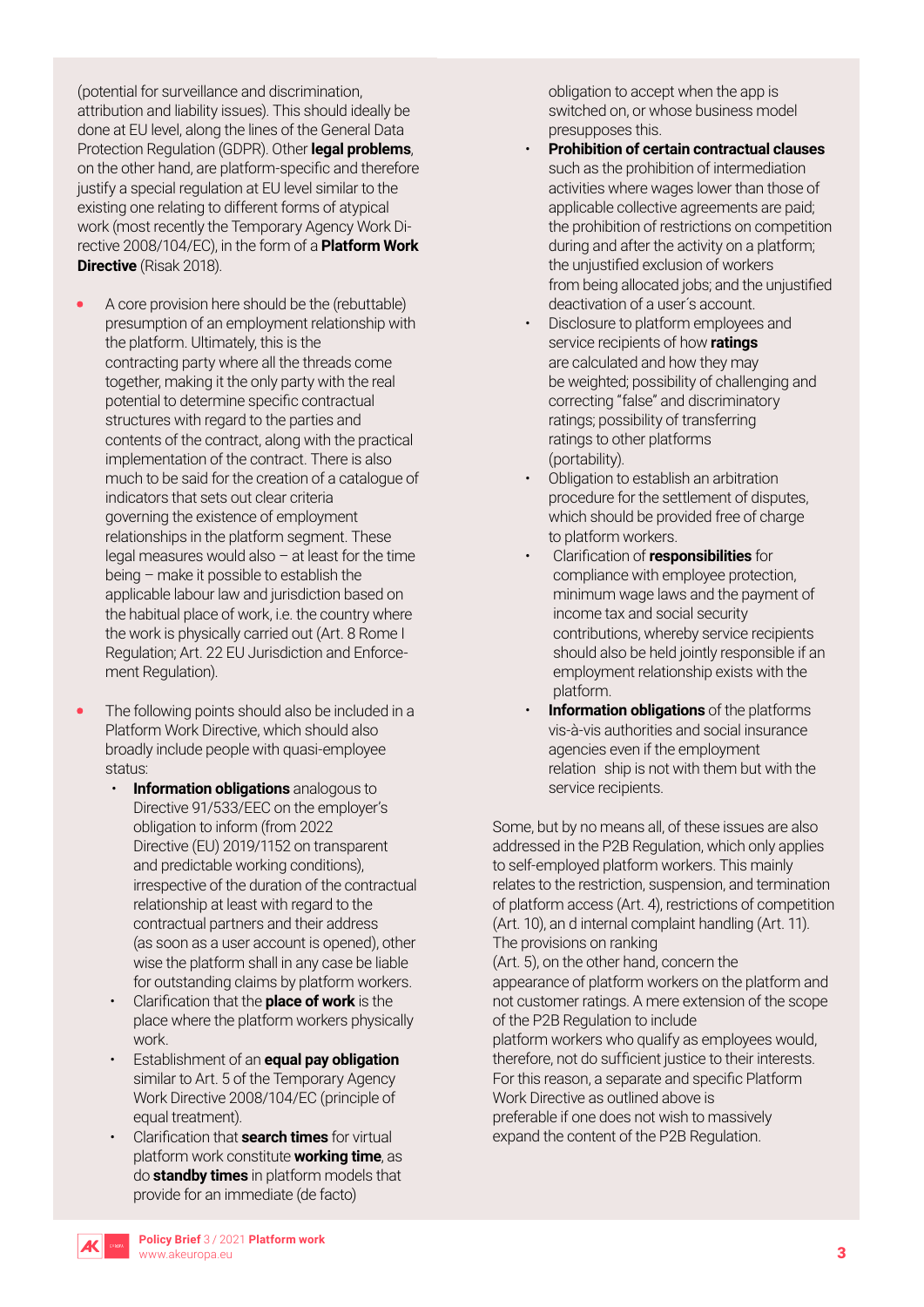(potential for surveillance and discrimination, attribution and liability issues). This should ideally be done at EU level, along the lines of the General Data Protection Regulation (GDPR). Other **legal problems**, on the other hand, are platform-specific and therefore justify a special regulation at EU level similar to the existing one relating to different forms of atypical work (most recently the Temporary Agency Work Directive 2008/104/EC), in the form of a **Platform Work Directive** (Risak 2018).

- A core provision here should be the (rebuttable) presumption of an employment relationship with the platform. Ultimately, this is the contracting party where all the threads come together, making it the only party with the real potential to determine specific contractual structures with regard to the parties and contents of the contract, along with the practical implementation of the contract. There is also much to be said for the creation of a catalogue of indicators that sets out clear criteria governing the existence of employment relationships in the platform segment. These legal measures would also – at least for the time being – make it possible to establish the applicable labour law and jurisdiction based on the habitual place of work, i.e. the country where the work is physically carried out (Art. 8 Rome I Regulation; Art. 22 EU Jurisdiction and Enforcement Regulation).

- The following points should also be included in a Platform Work Directive, which should also broadly include people with quasi-employee status:
  - **Information obligations** analogous to Directive 91/533/EEC on the employer's obligation to inform (from 2022 Directive (EU) 2019/1152 on transparent and predictable working conditions), irrespective of the duration of the contractual relationship at least with regard to the contractual partners and their address (as soon as a user account is opened), otherwise the platform shall in any case be liable for outstanding claims by platform workers.
  - Clarification that the **place of work** is the place where the platform workers physically work.
  - Establishment of an **equal pay obligation** similar to Art. 5 of the Temporary Agency Work Directive 2008/104/EC (principle of equal treatment).
  - Clarification that **search times** for virtual platform work constitute **working time**, as do **standby times** in platform models that provide for an immediate (de facto) obligation to accept when the app is switched on, or whose business model presupposes this.
  - **Prohibition of certain contractual clauses** such as the prohibition of intermediation activities where wages lower than those of applicable collective agreements are paid; the prohibition of restrictions on competition during and after the activity on a platform; the unjustified exclusion of workers from being allocated jobs; and the unjustified deactivation of a user´s account.
  - Disclosure to platform employees and service recipients of how **ratings** are calculated and how they may be weighted; possibility of challenging and correcting "false" and discriminatory ratings; possibility of transferring ratings to other platforms (portability).
  - Obligation to establish an arbitration procedure for the settlement of disputes, which should be provided free of charge to platform workers.
  - Clarification of **responsibilities** for compliance with employee protection, minimum wage laws and the payment of income tax and social security contributions, whereby service recipients should also be held jointly responsible if an employment relationship exists with the platform.
  - **Information obligations** of the platforms vis-à-vis authorities and social insurance agencies even if the employment relation ship is not with them but with the service recipients.

Some, but by no means all, of these issues are also addressed in the P2B Regulation, which only applies to self-employed platform workers. This mainly relates to the restriction, suspension, and termination of platform access (Art. 4), restrictions of competition (Art. 10), an d internal complaint handling (Art. 11). The provisions on ranking (Art. 5), on the other hand, concern the appearance of platform workers on the platform and not customer ratings. A mere extension of the scope of the P2B Regulation to include platform workers who qualify as employees would, therefore, not do sufficient justice to their interests. For this reason, a separate and specific Platform Work Directive as outlined above is preferable if one does not wish to massively expand the content of the P2B Regulation.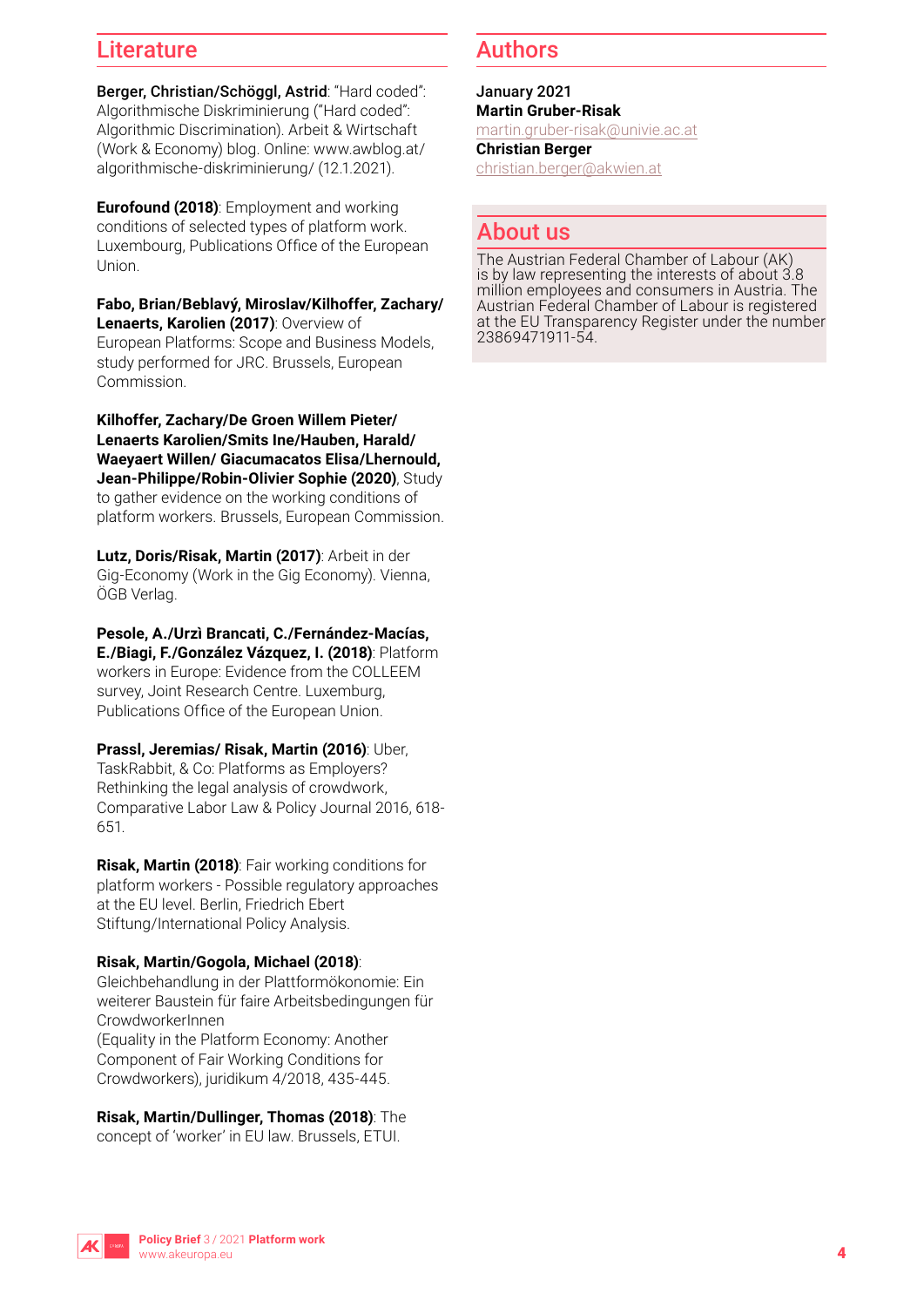## Literature

**Berger, Christian/Schöggl, Astrid**: "Hard coded": Algorithmische Diskriminierung ("Hard coded": Algorithmic Discrimination). Arbeit & Wirtschaft (Work & Economy) blog. Online: www.awblog.at/algorithmische-diskriminierung/ (12.1.2021).

**Eurofound (2018)**: Employment and working conditions of selected types of platform work. Luxembourg, Publications Office of the European Union.

**Fabo, Brian/Beblavý, Miroslav/Kilhoffer, Zachary/Lenaerts, Karolien (2017)**: Overview of European Platforms: Scope and Business Models, study performed for JRC. Brussels, European Commission.

**Kilhoffer, Zachary/De Groen Willem Pieter/Lenaerts Karolien/Smits Ine/Hauben, Harald/Waeyaert Willen/ Giacumacatos Elisa/Lhernould, Jean-Philippe/Robin-Olivier Sophie (2020)**, Study to gather evidence on the working conditions of platform workers. Brussels, European Commission.

**Lutz, Doris/Risak, Martin (2017)**: Arbeit in der Gig-Economy (Work in the Gig Economy). Vienna, ÖGB Verlag.

**Pesole, A./Urzì Brancati, C./Fernández-Macías, E./Biagi, F./González Vázquez, I. (2018)**: Platform workers in Europe: Evidence from the COLLEEM survey, Joint Research Centre. Luxemburg, Publications Office of the European Union.

**Prassl, Jeremias/ Risak, Martin (2016)**: Uber, TaskRabbit, & Co: Platforms as Employers? Rethinking the legal analysis of crowdwork, Comparative Labor Law & Policy Journal 2016, 618-651.

**Risak, Martin (2018)**: Fair working conditions for platform workers - Possible regulatory approaches at the EU level. Berlin, Friedrich Ebert Stiftung/International Policy Analysis.

**Risak, Martin/Gogola, Michael (2018)**: Gleichbehandlung in der Plattformökonomie: Ein weiterer Baustein für faire Arbeitsbedingungen für CrowdworkerInnen (Equality in the Platform Economy: Another Component of Fair Working Conditions for Crowdworkers), juridikum 4/2018, 435-445.

**Risak, Martin/Dullinger, Thomas (2018)**: The concept of 'worker' in EU law. Brussels, ETUI.

## Authors

**January 2021**
**Martin Gruber-Risak**
martin.gruber-risak@univie.ac.at
**Christian Berger**
christian.berger@akwien.at

## About us

The Austrian Federal Chamber of Labour (AK) is by law representing the interests of about 3.8 million employees and consumers in Austria. The Austrian Federal Chamber of Labour is registered at the EU Transparency Register under the number 23869471911-54.